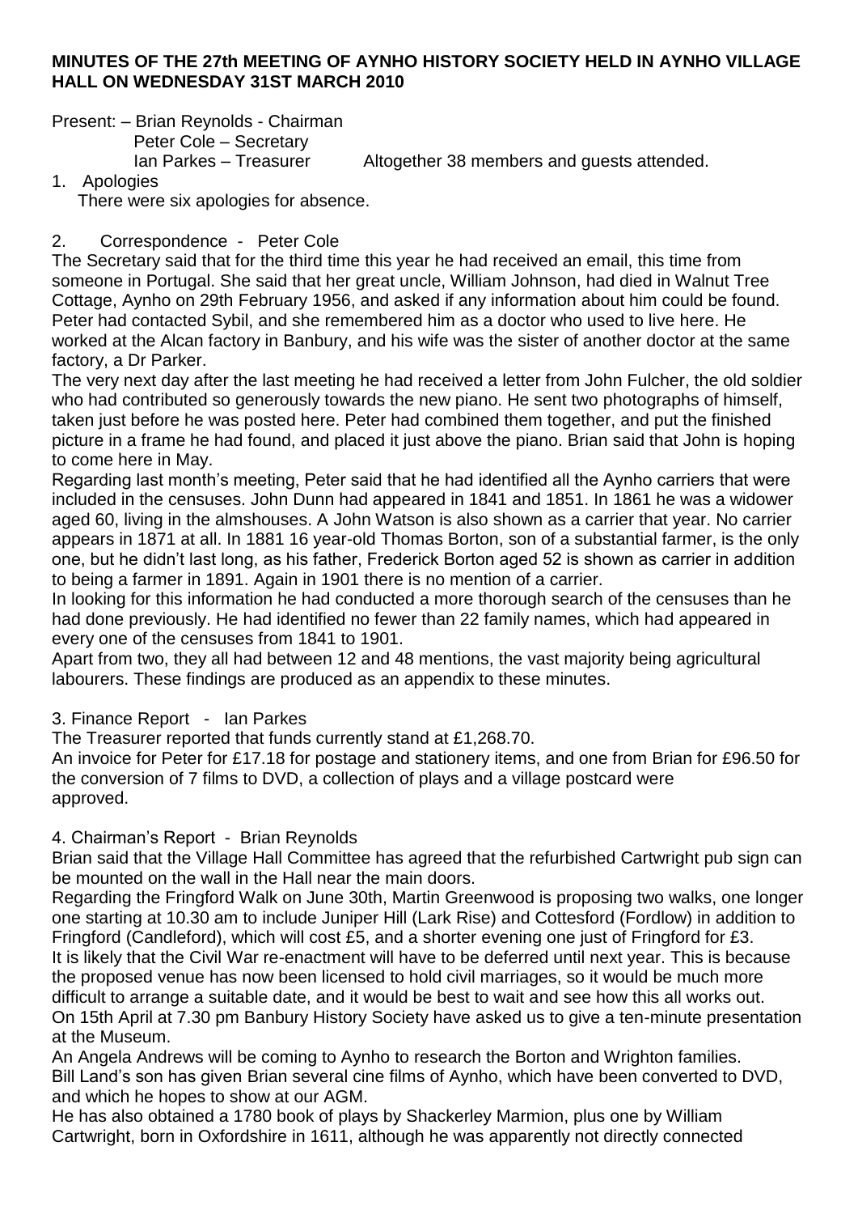**MINUTES OF THE 27th MEETING OF AYNHO HISTORY SOCIETY HELD IN AYNHO VILLAGE HALL ON WEDNESDAY 31ST MARCH 2010**

Present: – Brian Reynolds - Chairman
Peter Cole – Secretary
Ian Parkes – Treasurer Altogether 38 members and guests attended.

1. Apologies
There were six apologies for absence.

2. Correspondence - Peter Cole

The Secretary said that for the third time this year he had received an email, this time from someone in Portugal. She said that her great uncle, William Johnson, had died in Walnut Tree Cottage, Aynho on 29th February 1956, and asked if any information about him could be found. Peter had contacted Sybil, and she remembered him as a doctor who used to live here. He worked at the Alcan factory in Banbury, and his wife was the sister of another doctor at the same factory, a Dr Parker.

The very next day after the last meeting he had received a letter from John Fulcher, the old soldier who had contributed so generously towards the new piano. He sent two photographs of himself, taken just before he was posted here. Peter had combined them together, and put the finished picture in a frame he had found, and placed it just above the piano. Brian said that John is hoping to come here in May.

Regarding last month's meeting, Peter said that he had identified all the Aynho carriers that were included in the censuses. John Dunn had appeared in 1841 and 1851. In 1861 he was a widower aged 60, living in the almshouses. A John Watson is also shown as a carrier that year. No carrier appears in 1871 at all. In 1881 16 year-old Thomas Borton, son of a substantial farmer, is the only one, but he didn't last long, as his father, Frederick Borton aged 52 is shown as carrier in addition to being a farmer in 1891. Again in 1901 there is no mention of a carrier.

In looking for this information he had conducted a more thorough search of the censuses than he had done previously. He had identified no fewer than 22 family names, which had appeared in every one of the censuses from 1841 to 1901.

Apart from two, they all had between 12 and 48 mentions, the vast majority being agricultural labourers. These findings are produced as an appendix to these minutes.

3. Finance Report - Ian Parkes

The Treasurer reported that funds currently stand at £1,268.70.

An invoice for Peter for £17.18 for postage and stationery items, and one from Brian for £96.50 for the conversion of 7 films to DVD, a collection of plays and a village postcard were approved.

4. Chairman's Report - Brian Reynolds

Brian said that the Village Hall Committee has agreed that the refurbished Cartwright pub sign can be mounted on the wall in the Hall near the main doors.

Regarding the Fringford Walk on June 30th, Martin Greenwood is proposing two walks, one longer one starting at 10.30 am to include Juniper Hill (Lark Rise) and Cottesford (Fordlow) in addition to Fringford (Candleford), which will cost £5, and a shorter evening one just of Fringford for £3.

It is likely that the Civil War re-enactment will have to be deferred until next year. This is because the proposed venue has now been licensed to hold civil marriages, so it would be much more difficult to arrange a suitable date, and it would be best to wait and see how this all works out.

On 15th April at 7.30 pm Banbury History Society have asked us to give a ten-minute presentation at the Museum.

An Angela Andrews will be coming to Aynho to research the Borton and Wrighton families.

Bill Land's son has given Brian several cine films of Aynho, which have been converted to DVD, and which he hopes to show at our AGM.

He has also obtained a 1780 book of plays by Shackerley Marmion, plus one by William Cartwright, born in Oxfordshire in 1611, although he was apparently not directly connected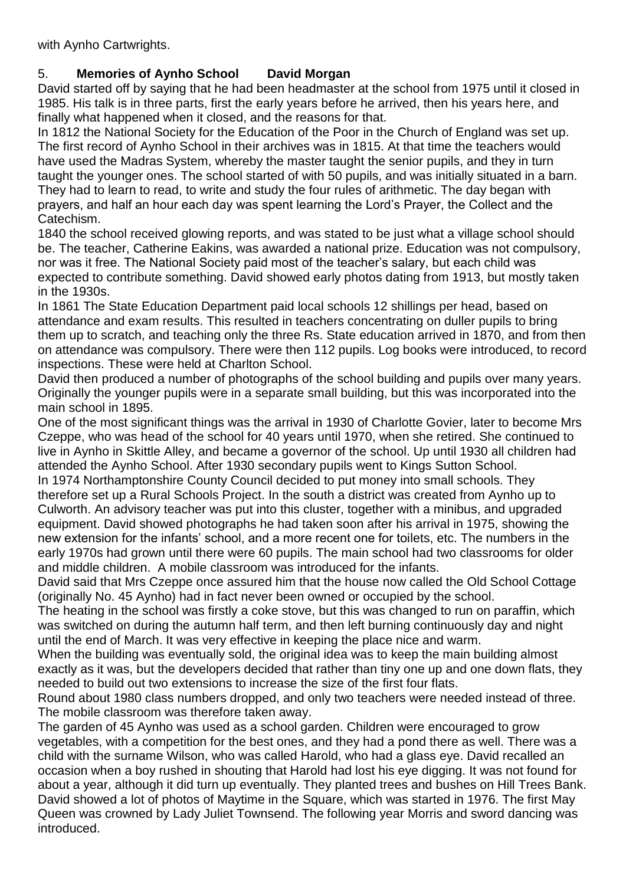with Aynho Cartwrights.

5. **Memories of Aynho School David Morgan**

David started off by saying that he had been headmaster at the school from 1975 until it closed in 1985. His talk is in three parts, first the early years before he arrived, then his years here, and finally what happened when it closed, and the reasons for that.

In 1812 the National Society for the Education of the Poor in the Church of England was set up. The first record of Aynho School in their archives was in 1815. At that time the teachers would have used the Madras System, whereby the master taught the senior pupils, and they in turn taught the younger ones. The school started of with 50 pupils, and was initially situated in a barn. They had to learn to read, to write and study the four rules of arithmetic. The day began with prayers, and half an hour each day was spent learning the Lord's Prayer, the Collect and the Catechism.

1840 the school received glowing reports, and was stated to be just what a village school should be. The teacher, Catherine Eakins, was awarded a national prize. Education was not compulsory, nor was it free. The National Society paid most of the teacher's salary, but each child was expected to contribute something. David showed early photos dating from 1913, but mostly taken in the 1930s.

In 1861 The State Education Department paid local schools 12 shillings per head, based on attendance and exam results. This resulted in teachers concentrating on duller pupils to bring them up to scratch, and teaching only the three Rs. State education arrived in 1870, and from then on attendance was compulsory. There were then 112 pupils. Log books were introduced, to record inspections. These were held at Charlton School.

David then produced a number of photographs of the school building and pupils over many years. Originally the younger pupils were in a separate small building, but this was incorporated into the main school in 1895.

One of the most significant things was the arrival in 1930 of Charlotte Govier, later to become Mrs Czeppe, who was head of the school for 40 years until 1970, when she retired. She continued to live in Aynho in Skittle Alley, and became a governor of the school. Up until 1930 all children had attended the Aynho School. After 1930 secondary pupils went to Kings Sutton School.

In 1974 Northamptonshire County Council decided to put money into small schools. They therefore set up a Rural Schools Project. In the south a district was created from Aynho up to Culworth. An advisory teacher was put into this cluster, together with a minibus, and upgraded equipment. David showed photographs he had taken soon after his arrival in 1975, showing the new extension for the infants' school, and a more recent one for toilets, etc. The numbers in the early 1970s had grown until there were 60 pupils. The main school had two classrooms for older and middle children. A mobile classroom was introduced for the infants.

David said that Mrs Czeppe once assured him that the house now called the Old School Cottage (originally No. 45 Aynho) had in fact never been owned or occupied by the school.

The heating in the school was firstly a coke stove, but this was changed to run on paraffin, which was switched on during the autumn half term, and then left burning continuously day and night until the end of March. It was very effective in keeping the place nice and warm.

When the building was eventually sold, the original idea was to keep the main building almost exactly as it was, but the developers decided that rather than tiny one up and one down flats, they needed to build out two extensions to increase the size of the first four flats.

Round about 1980 class numbers dropped, and only two teachers were needed instead of three. The mobile classroom was therefore taken away.

The garden of 45 Aynho was used as a school garden. Children were encouraged to grow vegetables, with a competition for the best ones, and they had a pond there as well. There was a child with the surname Wilson, who was called Harold, who had a glass eye. David recalled an occasion when a boy rushed in shouting that Harold had lost his eye digging. It was not found for about a year, although it did turn up eventually. They planted trees and bushes on Hill Trees Bank. David showed a lot of photos of Maytime in the Square, which was started in 1976. The first May Queen was crowned by Lady Juliet Townsend. The following year Morris and sword dancing was introduced.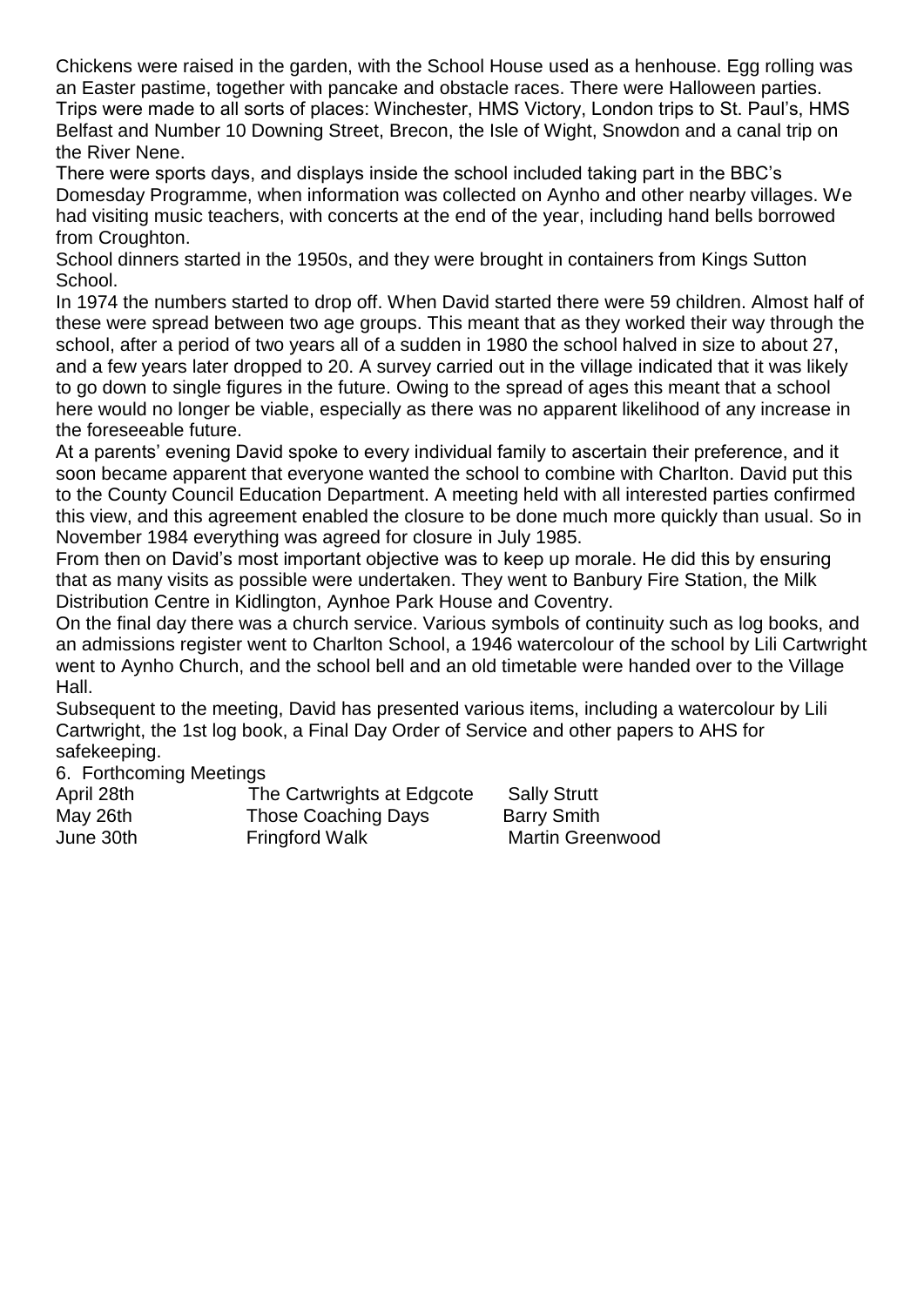Chickens were raised in the garden, with the School House used as a henhouse. Egg rolling was an Easter pastime, together with pancake and obstacle races. There were Halloween parties. Trips were made to all sorts of places: Winchester, HMS Victory, London trips to St. Paul's, HMS Belfast and Number 10 Downing Street, Brecon, the Isle of Wight, Snowdon and a canal trip on the River Nene.

There were sports days, and displays inside the school included taking part in the BBC's Domesday Programme, when information was collected on Aynho and other nearby villages. We had visiting music teachers, with concerts at the end of the year, including hand bells borrowed from Croughton.

School dinners started in the 1950s, and they were brought in containers from Kings Sutton School.

In 1974 the numbers started to drop off. When David started there were 59 children. Almost half of these were spread between two age groups. This meant that as they worked their way through the school, after a period of two years all of a sudden in 1980 the school halved in size to about 27, and a few years later dropped to 20. A survey carried out in the village indicated that it was likely to go down to single figures in the future. Owing to the spread of ages this meant that a school here would no longer be viable, especially as there was no apparent likelihood of any increase in the foreseeable future.

At a parents' evening David spoke to every individual family to ascertain their preference, and it soon became apparent that everyone wanted the school to combine with Charlton. David put this to the County Council Education Department. A meeting held with all interested parties confirmed this view, and this agreement enabled the closure to be done much more quickly than usual. So in November 1984 everything was agreed for closure in July 1985.

From then on David's most important objective was to keep up morale. He did this by ensuring that as many visits as possible were undertaken. They went to Banbury Fire Station, the Milk Distribution Centre in Kidlington, Aynhoe Park House and Coventry.

On the final day there was a church service. Various symbols of continuity such as log books, and an admissions register went to Charlton School, a 1946 watercolour of the school by Lili Cartwright went to Aynho Church, and the school bell and an old timetable were handed over to the Village Hall.

Subsequent to the meeting, David has presented various items, including a watercolour by Lili Cartwright, the 1st log book, a Final Day Order of Service and other papers to AHS for safekeeping.

6. Forthcoming Meetings

| | | |
|---|---|---|
| April 28th | The Cartwrights at Edgcote | Sally Strutt |
| May 26th | Those Coaching Days | Barry Smith |
| June 30th | Fringford Walk | Martin Greenwood |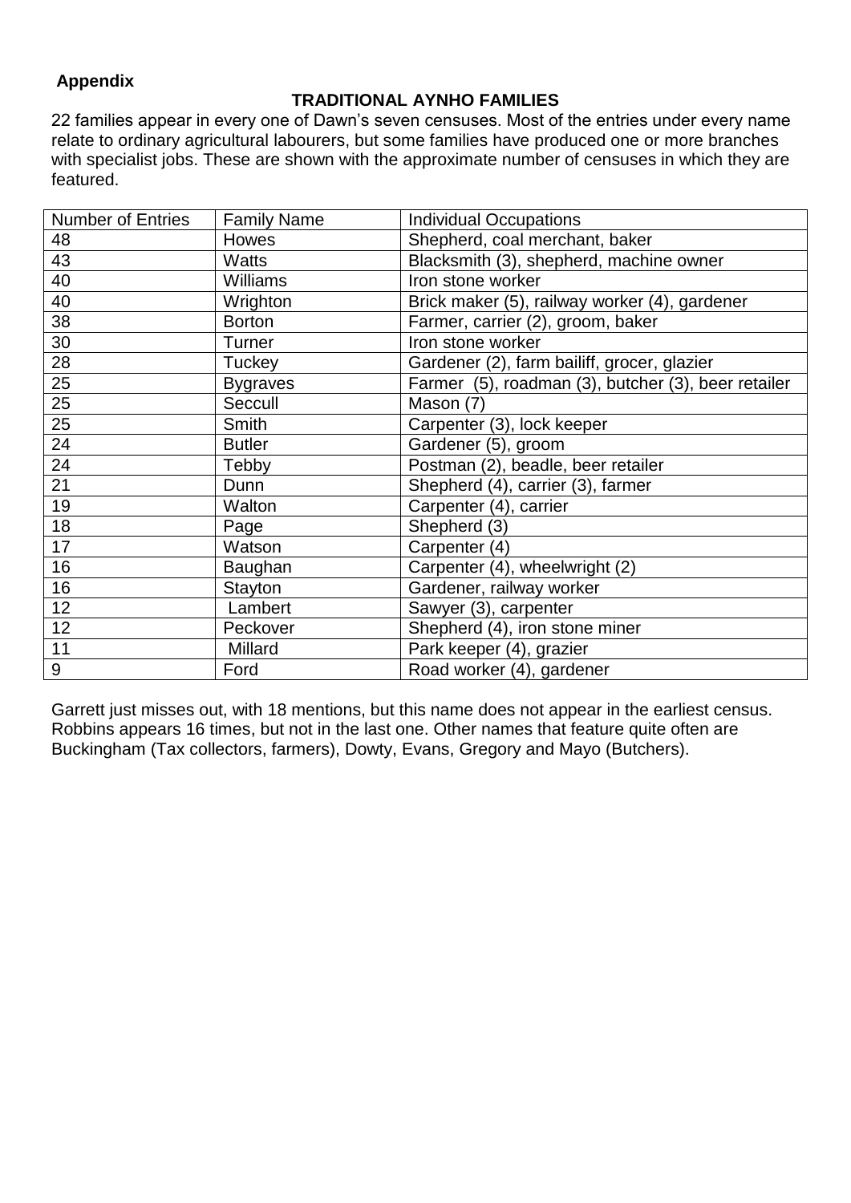**Appendix**

## TRADITIONAL AYNHO FAMILIES

22 families appear in every one of Dawn's seven censuses. Most of the entries under every name relate to ordinary agricultural labourers, but some families have produced one or more branches with specialist jobs. These are shown with the approximate number of censuses in which they are featured.

| Number of Entries | Family Name | Individual Occupations |
|---|---|---|
| 48 | Howes | Shepherd, coal merchant, baker |
| 43 | Watts | Blacksmith (3), shepherd, machine owner |
| 40 | Williams | Iron stone worker |
| 40 | Wrighton | Brick maker (5), railway worker (4), gardener |
| 38 | Borton | Farmer, carrier (2), groom, baker |
| 30 | Turner | Iron stone worker |
| 28 | Tuckey | Gardener (2), farm bailiff, grocer, glazier |
| 25 | Bygraves | Farmer (5), roadman (3), butcher (3), beer retailer |
| 25 | Seccull | Mason (7) |
| 25 | Smith | Carpenter (3), lock keeper |
| 24 | Butler | Gardener (5), groom |
| 24 | Tebby | Postman (2), beadle, beer retailer |
| 21 | Dunn | Shepherd (4), carrier (3), farmer |
| 19 | Walton | Carpenter (4), carrier |
| 18 | Page | Shepherd (3) |
| 17 | Watson | Carpenter (4) |
| 16 | Baughan | Carpenter (4), wheelwright (2) |
| 16 | Stayton | Gardener, railway worker |
| 12 | Lambert | Sawyer (3), carpenter |
| 12 | Peckover | Shepherd (4), iron stone miner |
| 11 | Millard | Park keeper (4), grazier |
| 9 | Ford | Road worker (4), gardener |

Garrett just misses out, with 18 mentions, but this name does not appear in the earliest census. Robbins appears 16 times, but not in the last one. Other names that feature quite often are Buckingham (Tax collectors, farmers), Dowty, Evans, Gregory and Mayo (Butchers).